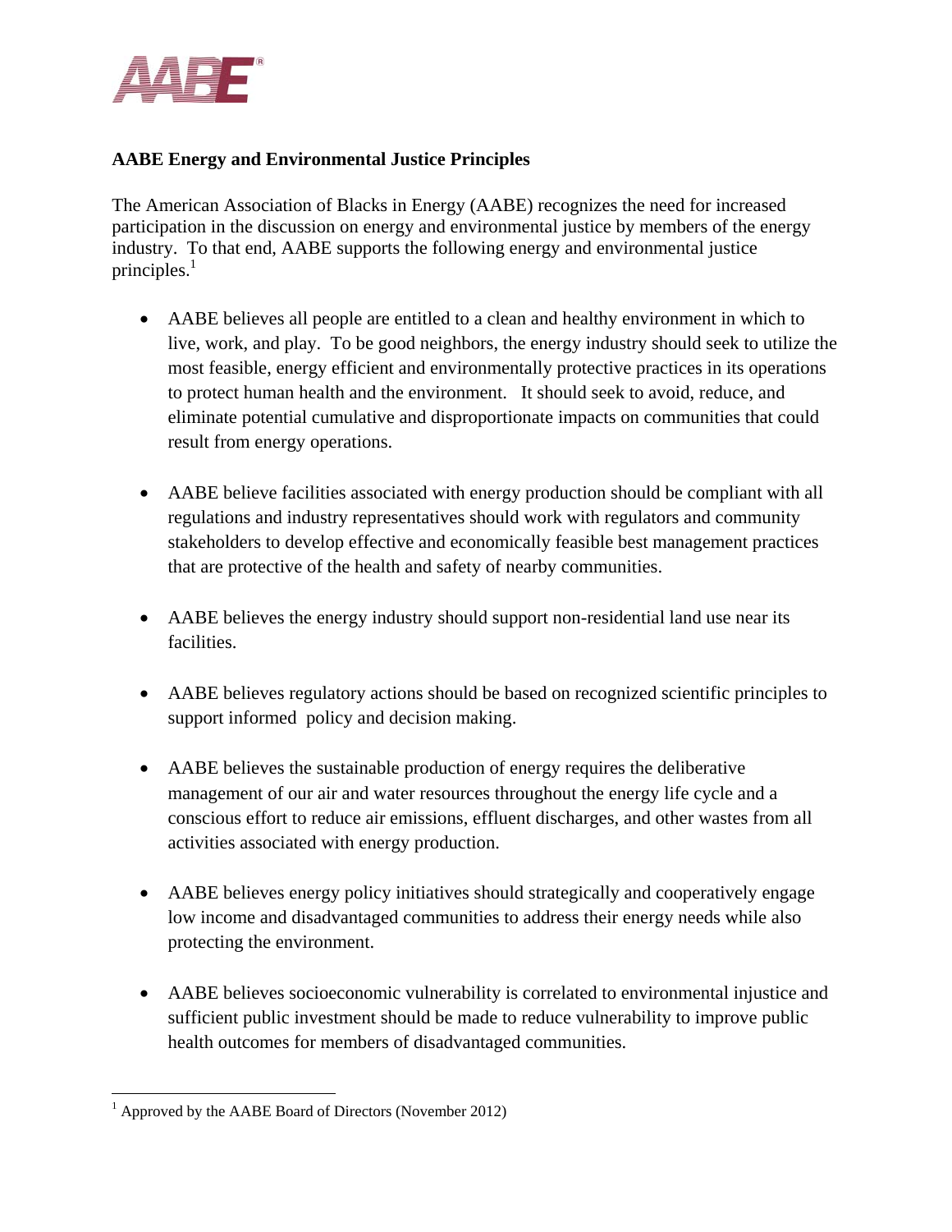**AABE Energy and Environmental Justice Principles**

The American Association of Blacks in Energy (AABE) recognizes the need for increased participation in the discussion on energy and environmental justice by members of the energy industry. To that end, AABE supports the following energy and environmental justice principles.[1]

- AABE believes all people are entitled to a clean and healthy environment in which to live, work, and play. To be good neighbors, the energy industry should seek to utilize the most feasible, energy efficient and environmentally protective practices in its operations to protect human health and the environment. It should seek to avoid, reduce, and eliminate potential cumulative and disproportionate impacts on communities that could result from energy operations.

- AABE believe facilities associated with energy production should be compliant with all regulations and industry representatives should work with regulators and community stakeholders to develop effective and economically feasible best management practices that are protective of the health and safety of nearby communities.

- AABE believes the energy industry should support non-residential land use near its facilities.

- AABE believes regulatory actions should be based on recognized scientific principles to support informed policy and decision making.

- AABE believes the sustainable production of energy requires the deliberative management of our air and water resources throughout the energy life cycle and a conscious effort to reduce air emissions, effluent discharges, and other wastes from all activities associated with energy production.

- AABE believes energy policy initiatives should strategically and cooperatively engage low income and disadvantaged communities to address their energy needs while also protecting the environment.

- AABE believes socioeconomic vulnerability is correlated to environmental injustice and sufficient public investment should be made to reduce vulnerability to improve public health outcomes for members of disadvantaged communities.

---

[1] Approved by the AABE Board of Directors (November 2012)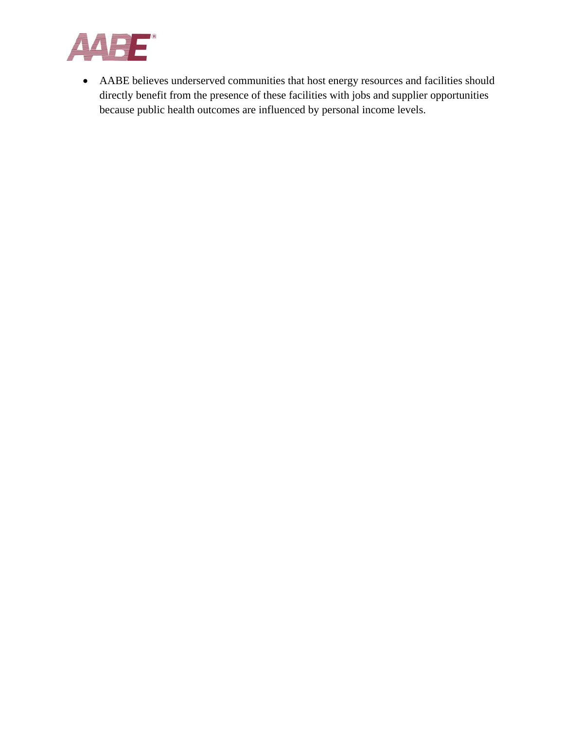- AABE believes underserved communities that host energy resources and facilities should directly benefit from the presence of these facilities with jobs and supplier opportunities because public health outcomes are influenced by personal income levels.